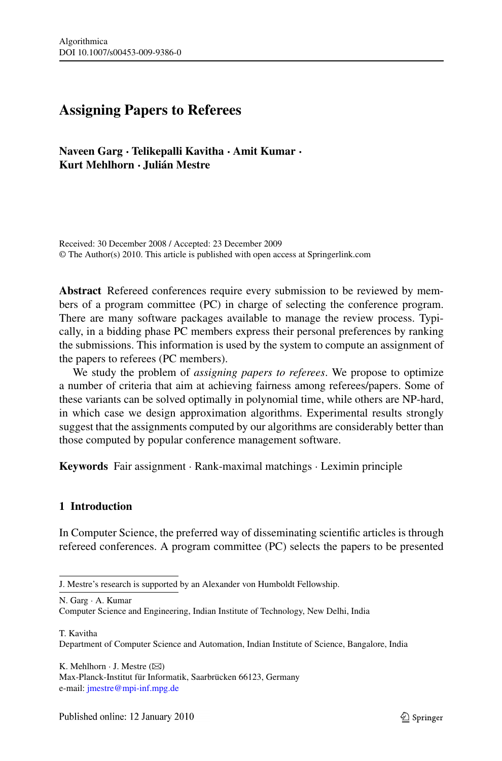Algorithmica
DOI 10.1007/s00453-009-9386-0

# Assigning Papers to Referees

**Naveen Garg · Telikepalli Kavitha · Amit Kumar · Kurt Mehlhorn · Julián Mestre**

Received: 30 December 2008 / Accepted: 23 December 2009
© The Author(s) 2010. This article is published with open access at Springerlink.com

**Abstract** Refereed conferences require every submission to be reviewed by members of a program committee (PC) in charge of selecting the conference program. There are many software packages available to manage the review process. Typically, in a bidding phase PC members express their personal preferences by ranking the submissions. This information is used by the system to compute an assignment of the papers to referees (PC members).

We study the problem of *assigning papers to referees*. We propose to optimize a number of criteria that aim at achieving fairness among referees/papers. Some of these variants can be solved optimally in polynomial time, while others are NP-hard, in which case we design approximation algorithms. Experimental results strongly suggest that the assignments computed by our algorithms are considerably better than those computed by popular conference management software.

**Keywords** Fair assignment · Rank-maximal matchings · Leximin principle

## 1 Introduction

In Computer Science, the preferred way of disseminating scientific articles is through refereed conferences. A program committee (PC) selects the papers to be presented

---

J. Mestre's research is supported by an Alexander von Humboldt Fellowship.

N. Garg · A. Kumar
Computer Science and Engineering, Indian Institute of Technology, New Delhi, India

T. Kavitha
Department of Computer Science and Automation, Indian Institute of Science, Bangalore, India

K. Mehlhorn · J. Mestre (✉)
Max-Planck-Institut für Informatik, Saarbrücken 66123, Germany
e-mail: jmestre@mpi-inf.mpg.de

Published online: 12 January 2010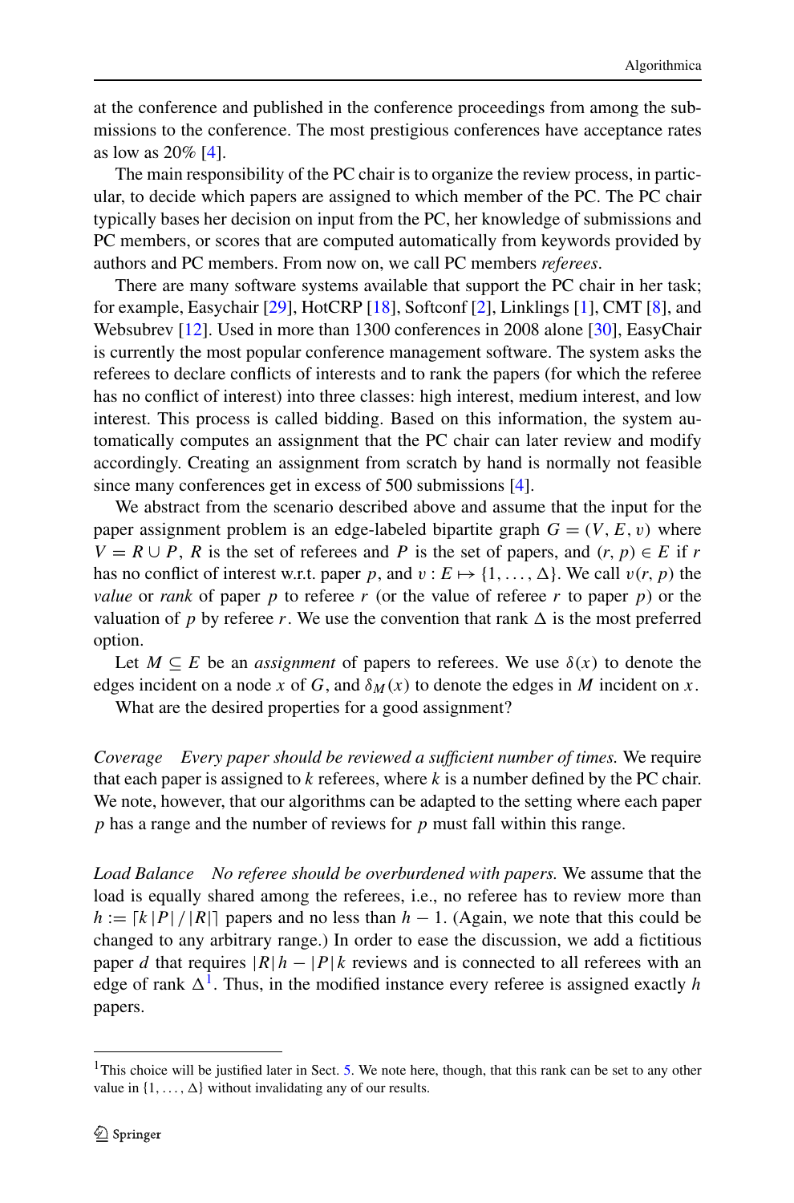at the conference and published in the conference proceedings from among the submissions to the conference. The most prestigious conferences have acceptance rates as low as 20% [4].

The main responsibility of the PC chair is to organize the review process, in particular, to decide which papers are assigned to which member of the PC. The PC chair typically bases her decision on input from the PC, her knowledge of submissions and PC members, or scores that are computed automatically from keywords provided by authors and PC members. From now on, we call PC members *referees*.

There are many software systems available that support the PC chair in her task; for example, Easychair [29], HotCRP [18], Softconf [2], Linklings [1], CMT [8], and Websubrev [12]. Used in more than 1300 conferences in 2008 alone [30], EasyChair is currently the most popular conference management software. The system asks the referees to declare conflicts of interests and to rank the papers (for which the referee has no conflict of interest) into three classes: high interest, medium interest, and low interest. This process is called bidding. Based on this information, the system automatically computes an assignment that the PC chair can later review and modify accordingly. Creating an assignment from scratch by hand is normally not feasible since many conferences get in excess of 500 submissions [4].

We abstract from the scenario described above and assume that the input for the paper assignment problem is an edge-labeled bipartite graph $G = (V, E, \upsilon)$ where $V = R \cup P$, $R$ is the set of referees and $P$ is the set of papers, and $(r, p) \in E$ if $r$ has no conflict of interest w.r.t. paper $p$, and $\upsilon : E \mapsto \{1, \ldots, \Delta\}$. We call $\upsilon(r, p)$ the *value* or *rank* of paper $p$ to referee $r$ (or the value of referee $r$ to paper $p$) or the valuation of $p$ by referee $r$. We use the convention that rank $\Delta$ is the most preferred option.

Let $M \subseteq E$ be an *assignment* of papers to referees. We use $\delta(x)$ to denote the edges incident on a node $x$ of $G$, and $\delta_M(x)$ to denote the edges in $M$ incident on $x$.

What are the desired properties for a good assignment?

*Coverage* *Every paper should be reviewed a sufficient number of times.* We require that each paper is assigned to $k$ referees, where $k$ is a number defined by the PC chair. We note, however, that our algorithms can be adapted to the setting where each paper $p$ has a range and the number of reviews for $p$ must fall within this range.

*Load Balance* *No referee should be overburdened with papers.* We assume that the load is equally shared among the referees, i.e., no referee has to review more than $h := \lceil k\,|P|\,/\,|R|\rceil$ papers and no less than $h - 1$. (Again, we note that this could be changed to any arbitrary range.) In order to ease the discussion, we add a fictitious paper $d$ that requires $|R|\,h - |P|\,k$ reviews and is connected to all referees with an edge of rank $\Delta$[1]. Thus, in the modified instance every referee is assigned exactly $h$ papers.

---

[1] This choice will be justified later in Sect. 5. We note here, though, that this rank can be set to any other value in $\{1, \ldots, \Delta\}$ without invalidating any of our results.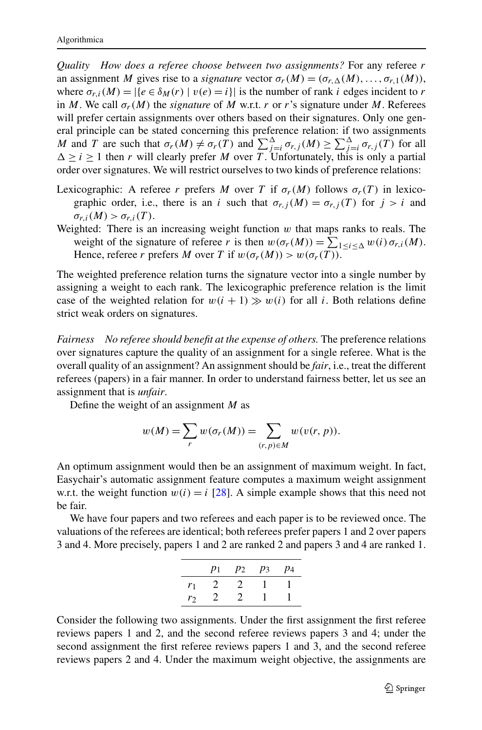*Quality* *How does a referee choose between two assignments?* For any referee $r$ an assignment $M$ gives rise to a *signature* vector $\sigma_r(M) = (\sigma_{r,\Delta}(M), \ldots, \sigma_{r,1}(M))$, where $\sigma_{r,i}(M) = |\{e \in \delta_M(r) \mid v(e) = i\}|$ is the number of rank $i$ edges incident to $r$ in $M$. We call $\sigma_r(M)$ the *signature* of $M$ w.r.t. $r$ or $r$'s signature under $M$. Referees will prefer certain assignments over others based on their signatures. Only one general principle can be stated concerning this preference relation: if two assignments $M$ and $T$ are such that $\sigma_r(M) \neq \sigma_r(T)$ and $\sum_{j=i}^{\Delta} \sigma_{r,j}(M) \geq \sum_{j=i}^{\Delta} \sigma_{r,j}(T)$ for all $\Delta \geq i \geq 1$ then $r$ will clearly prefer $M$ over $T$. Unfortunately, this is only a partial order over signatures. We will restrict ourselves to two kinds of preference relations:

Lexicographic: A referee $r$ prefers $M$ over $T$ if $\sigma_r(M)$ follows $\sigma_r(T)$ in lexicographic order, i.e., there is an $i$ such that $\sigma_{r,j}(M) = \sigma_{r,j}(T)$ for $j > i$ and $\sigma_{r,i}(M) > \sigma_{r,i}(T)$.

Weighted: There is an increasing weight function $w$ that maps ranks to reals. The weight of the signature of referee $r$ is then $w(\sigma_r(M)) = \sum_{1 \leq i \leq \Delta} w(i)\, \sigma_{r,i}(M)$. Hence, referee $r$ prefers $M$ over $T$ if $w(\sigma_r(M)) > w(\sigma_r(T))$.

The weighted preference relation turns the signature vector into a single number by assigning a weight to each rank. The lexicographic preference relation is the limit case of the weighted relation for $w(i+1) \gg w(i)$ for all $i$. Both relations define strict weak orders on signatures.

*Fairness* *No referee should benefit at the expense of others.* The preference relations over signatures capture the quality of an assignment for a single referee. What is the overall quality of an assignment? An assignment should be *fair*, i.e., treat the different referees (papers) in a fair manner. In order to understand fairness better, let us see an assignment that is *unfair*.

Define the weight of an assignment $M$ as

$$w(M) = \sum_{r} w(\sigma_r(M)) = \sum_{(r,p) \in M} w(v(r, p)).$$

An optimum assignment would then be an assignment of maximum weight. In fact, Easychair's automatic assignment feature computes a maximum weight assignment w.r.t. the weight function $w(i) = i$ [28]. A simple example shows that this need not be fair.

We have four papers and two referees and each paper is to be reviewed once. The valuations of the referees are identical; both referees prefer papers 1 and 2 over papers 3 and 4. More precisely, papers 1 and 2 are ranked 2 and papers 3 and 4 are ranked 1.

| | $p_1$ | $p_2$ | $p_3$ | $p_4$ |
|---|---|---|---|---|
| $r_1$ | 2 | 2 | 1 | 1 |
| $r_2$ | 2 | 2 | 1 | 1 |

Consider the following two assignments. Under the first assignment the first referee reviews papers 1 and 2, and the second referee reviews papers 3 and 4; under the second assignment the first referee reviews papers 1 and 3, and the second referee reviews papers 2 and 4. Under the maximum weight objective, the assignments are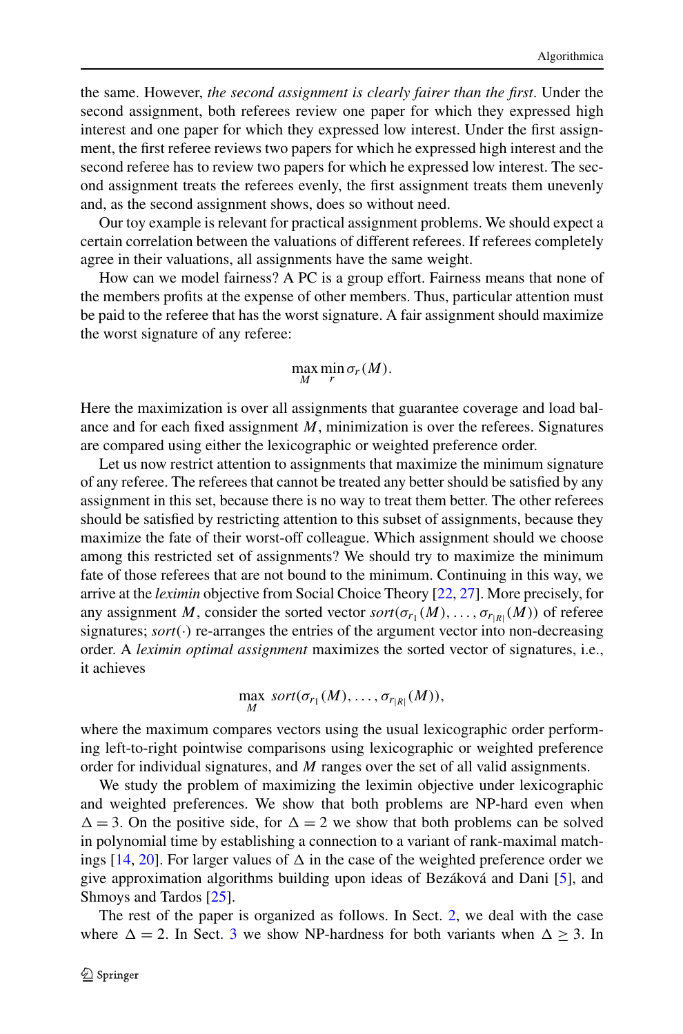the same. However, *the second assignment is clearly fairer than the first*. Under the second assignment, both referees review one paper for which they expressed high interest and one paper for which they expressed low interest. Under the first assignment, the first referee reviews two papers for which he expressed high interest and the second referee has to review two papers for which he expressed low interest. The second assignment treats the referees evenly, the first assignment treats them unevenly and, as the second assignment shows, does so without need.

Our toy example is relevant for practical assignment problems. We should expect a certain correlation between the valuations of different referees. If referees completely agree in their valuations, all assignments have the same weight.

How can we model fairness? A PC is a group effort. Fairness means that none of the members profits at the expense of other members. Thus, particular attention must be paid to the referee that has the worst signature. A fair assignment should maximize the worst signature of any referee:

$$\max_{M} \min_{r} \sigma_r(M).$$

Here the maximization is over all assignments that guarantee coverage and load balance and for each fixed assignment $M$, minimization is over the referees. Signatures are compared using either the lexicographic or weighted preference order.

Let us now restrict attention to assignments that maximize the minimum signature of any referee. The referees that cannot be treated any better should be satisfied by any assignment in this set, because there is no way to treat them better. The other referees should be satisfied by restricting attention to this subset of assignments, because they maximize the fate of their worst-off colleague. Which assignment should we choose among this restricted set of assignments? We should try to maximize the minimum fate of those referees that are not bound to the minimum. Continuing in this way, we arrive at the *leximin* objective from Social Choice Theory [22, 27]. More precisely, for any assignment $M$, consider the sorted vector $sort(\sigma_{r_1}(M), \ldots, \sigma_{r_{|R|}}(M))$ of referee signatures; $sort(\cdot)$ re-arranges the entries of the argument vector into non-decreasing order. A *leximin optimal assignment* maximizes the sorted vector of signatures, i.e., it achieves

$$\max_{M} \; sort(\sigma_{r_1}(M), \ldots, \sigma_{r_{|R|}}(M)),$$

where the maximum compares vectors using the usual lexicographic order performing left-to-right pointwise comparisons using lexicographic or weighted preference order for individual signatures, and $M$ ranges over the set of all valid assignments.

We study the problem of maximizing the leximin objective under lexicographic and weighted preferences. We show that both problems are NP-hard even when $\Delta = 3$. On the positive side, for $\Delta = 2$ we show that both problems can be solved in polynomial time by establishing a connection to a variant of rank-maximal matchings [14, 20]. For larger values of $\Delta$ in the case of the weighted preference order we give approximation algorithms building upon ideas of Bezáková and Dani [5], and Shmoys and Tardos [25].

The rest of the paper is organized as follows. In Sect. 2, we deal with the case where $\Delta = 2$. In Sect. 3 we show NP-hardness for both variants when $\Delta \geq 3$. In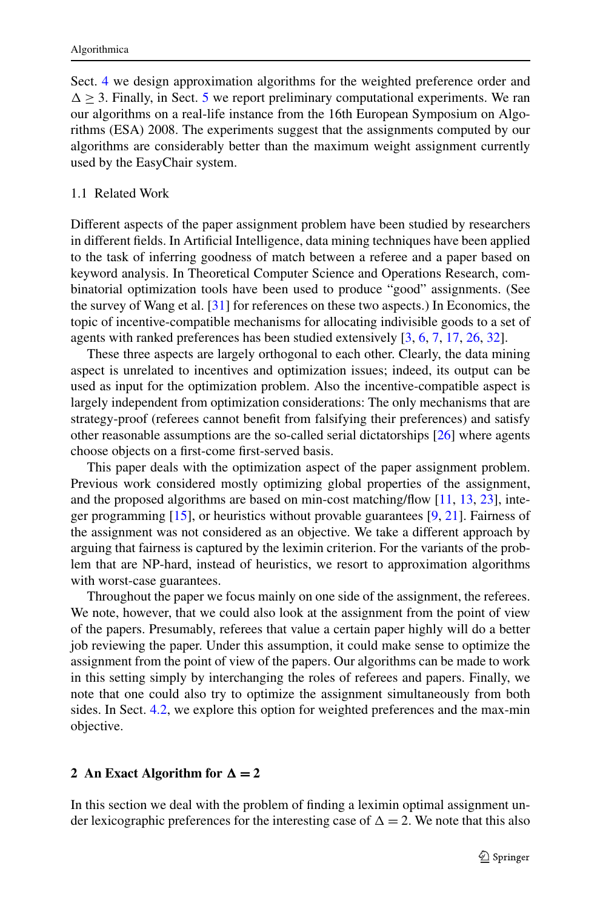Sect. 4 we design approximation algorithms for the weighted preference order and $\Delta \geq 3$. Finally, in Sect. 5 we report preliminary computational experiments. We ran our algorithms on a real-life instance from the 16th European Symposium on Algorithms (ESA) 2008. The experiments suggest that the assignments computed by our algorithms are considerably better than the maximum weight assignment currently used by the EasyChair system.

### 1.1 Related Work

Different aspects of the paper assignment problem have been studied by researchers in different fields. In Artificial Intelligence, data mining techniques have been applied to the task of inferring goodness of match between a referee and a paper based on keyword analysis. In Theoretical Computer Science and Operations Research, combinatorial optimization tools have been used to produce "good" assignments. (See the survey of Wang et al. [31] for references on these two aspects.) In Economics, the topic of incentive-compatible mechanisms for allocating indivisible goods to a set of agents with ranked preferences has been studied extensively [3, 6, 7, 17, 26, 32].

These three aspects are largely orthogonal to each other. Clearly, the data mining aspect is unrelated to incentives and optimization issues; indeed, its output can be used as input for the optimization problem. Also the incentive-compatible aspect is largely independent from optimization considerations: The only mechanisms that are strategy-proof (referees cannot benefit from falsifying their preferences) and satisfy other reasonable assumptions are the so-called serial dictatorships [26] where agents choose objects on a first-come first-served basis.

This paper deals with the optimization aspect of the paper assignment problem. Previous work considered mostly optimizing global properties of the assignment, and the proposed algorithms are based on min-cost matching/flow [11, 13, 23], integer programming [15], or heuristics without provable guarantees [9, 21]. Fairness of the assignment was not considered as an objective. We take a different approach by arguing that fairness is captured by the leximin criterion. For the variants of the problem that are NP-hard, instead of heuristics, we resort to approximation algorithms with worst-case guarantees.

Throughout the paper we focus mainly on one side of the assignment, the referees. We note, however, that we could also look at the assignment from the point of view of the papers. Presumably, referees that value a certain paper highly will do a better job reviewing the paper. Under this assumption, it could make sense to optimize the assignment from the point of view of the papers. Our algorithms can be made to work in this setting simply by interchanging the roles of referees and papers. Finally, we note that one could also try to optimize the assignment simultaneously from both sides. In Sect. 4.2, we explore this option for weighted preferences and the max-min objective.

## 2 An Exact Algorithm for $\Delta = 2$

In this section we deal with the problem of finding a leximin optimal assignment under lexicographic preferences for the interesting case of $\Delta = 2$. We note that this also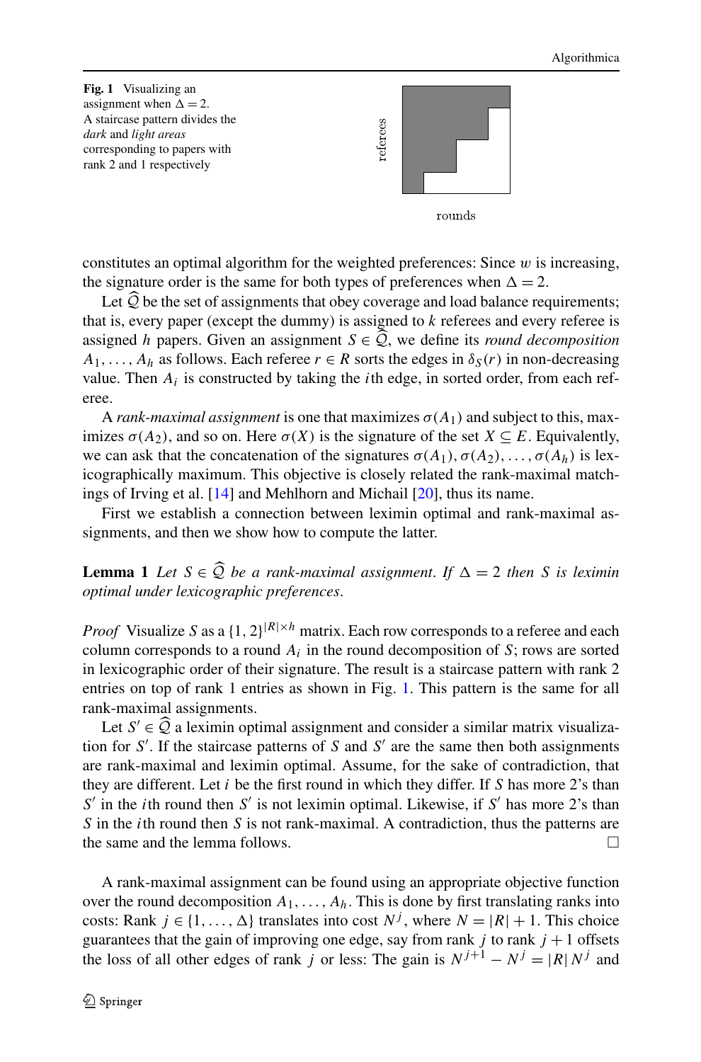Fig. 1 Visualizing an assignment when $\Delta = 2$. A staircase pattern divides the *dark* and *light areas* corresponding to papers with rank 2 and 1 respectively

constitutes an optimal algorithm for the weighted preferences: Since $w$ is increasing, the signature order is the same for both types of preferences when $\Delta = 2$.

Let $\widehat{\mathcal{Q}}$ be the set of assignments that obey coverage and load balance requirements; that is, every paper (except the dummy) is assigned to $k$ referees and every referee is assigned $h$ papers. Given an assignment $S \in \widehat{\mathcal{Q}}$, we define its *round decomposition* $A_1, \ldots, A_h$ as follows. Each referee $r \in R$ sorts the edges in $\delta_S(r)$ in non-decreasing value. Then $A_i$ is constructed by taking the $i$th edge, in sorted order, from each referee.

A *rank-maximal assignment* is one that maximizes $\sigma(A_1)$ and subject to this, maximizes $\sigma(A_2)$, and so on. Here $\sigma(X)$ is the signature of the set $X \subseteq E$. Equivalently, we can ask that the concatenation of the signatures $\sigma(A_1), \sigma(A_2), \ldots, \sigma(A_h)$ is lexicographically maximum. This objective is closely related the rank-maximal matchings of Irving et al. [14] and Mehlhorn and Michail [20], thus its name.

First we establish a connection between leximin optimal and rank-maximal assignments, and then we show how to compute the latter.

**Lemma 1** *Let $S \in \widehat{\mathcal{Q}}$ be a rank-maximal assignment. If $\Delta = 2$ then $S$ is leximin optimal under lexicographic preferences.*

*Proof* Visualize $S$ as a $\{1, 2\}^{|R| \times h}$ matrix. Each row corresponds to a referee and each column corresponds to a round $A_i$ in the round decomposition of $S$; rows are sorted in lexicographic order of their signature. The result is a staircase pattern with rank 2 entries on top of rank 1 entries as shown in Fig. 1. This pattern is the same for all rank-maximal assignments.

Let $S' \in \widehat{\mathcal{Q}}$ a leximin optimal assignment and consider a similar matrix visualization for $S'$. If the staircase patterns of $S$ and $S'$ are the same then both assignments are rank-maximal and leximin optimal. Assume, for the sake of contradiction, that they are different. Let $i$ be the first round in which they differ. If $S$ has more 2's than $S'$ in the $i$th round then $S'$ is not leximin optimal. Likewise, if $S'$ has more 2's than $S$ in the $i$th round then $S$ is not rank-maximal. A contradiction, thus the patterns are the same and the lemma follows. □

A rank-maximal assignment can be found using an appropriate objective function over the round decomposition $A_1, \ldots, A_h$. This is done by first translating ranks into costs: Rank $j \in \{1, \ldots, \Delta\}$ translates into cost $N^j$, where $N = |R| + 1$. This choice guarantees that the gain of improving one edge, say from rank $j$ to rank $j + 1$ offsets the loss of all other edges of rank $j$ or less: The gain is $N^{j+1} - N^j = |R| N^j$ and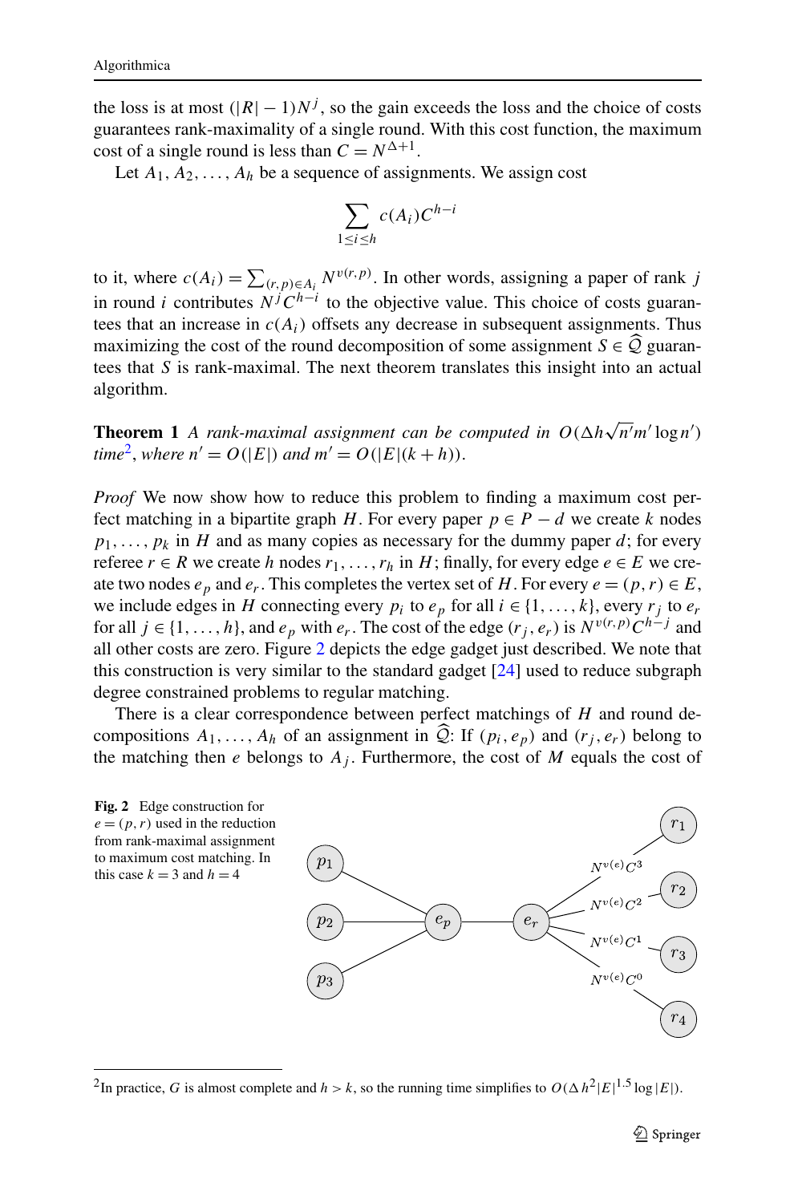the loss is at most $(|R| - 1)N^j$, so the gain exceeds the loss and the choice of costs guarantees rank-maximality of a single round. With this cost function, the maximum cost of a single round is less than $C = N^{\Delta+1}$.

Let $A_1, A_2, \ldots, A_h$ be a sequence of assignments. We assign cost

$$\sum_{1 \le i \le h} c(A_i) C^{h-i}$$

to it, where $c(A_i) = \sum_{(r,p) \in A_i} N^{v(r,p)}$. In other words, assigning a paper of rank $j$ in round $i$ contributes $N^j C^{h-i}$ to the objective value. This choice of costs guarantees that an increase in $c(A_i)$ offsets any decrease in subsequent assignments. Thus maximizing the cost of the round decomposition of some assignment $S \in \widehat{\mathcal{Q}}$ guarantees that $S$ is rank-maximal. The next theorem translates this insight into an actual algorithm.

**Theorem 1** *A rank-maximal assignment can be computed in $O(\Delta h \sqrt{n'} m' \log n')$ time*[2], *where $n' = O(|E|)$ and $m' = O(|E|(k + h))$.*

*Proof* We now show how to reduce this problem to finding a maximum cost perfect matching in a bipartite graph $H$. For every paper $p \in P - d$ we create $k$ nodes $p_1, \ldots, p_k$ in $H$ and as many copies as necessary for the dummy paper $d$; for every referee $r \in R$ we create $h$ nodes $r_1, \ldots, r_h$ in $H$; finally, for every edge $e \in E$ we create two nodes $e_p$ and $e_r$. This completes the vertex set of $H$. For every $e = (p, r) \in E$, we include edges in $H$ connecting every $p_i$ to $e_p$ for all $i \in \{1, \ldots, k\}$, every $r_j$ to $e_r$ for all $j \in \{1, \ldots, h\}$, and $e_p$ with $e_r$. The cost of the edge $(r_j, e_r)$ is $N^{v(r,p)} C^{h-j}$ and all other costs are zero. Figure 2 depicts the edge gadget just described. We note that this construction is very similar to the standard gadget [24] used to reduce subgraph degree constrained problems to regular matching.

There is a clear correspondence between perfect matchings of $H$ and round decompositions $A_1, \ldots, A_h$ of an assignment in $\widehat{\mathcal{Q}}$: If $(p_i, e_p)$ and $(r_j, e_r)$ belong to the matching then $e$ belongs to $A_j$. Furthermore, the cost of $M$ equals the cost of

**Fig. 2** Edge construction for $e = (p, r)$ used in the reduction from rank-maximal assignment to maximum cost matching. In this case $k = 3$ and $h = 4$

[2] In practice, $G$ is almost complete and $h > k$, so the running time simplifies to $O(\Delta h^2 |E|^{1.5} \log |E|)$.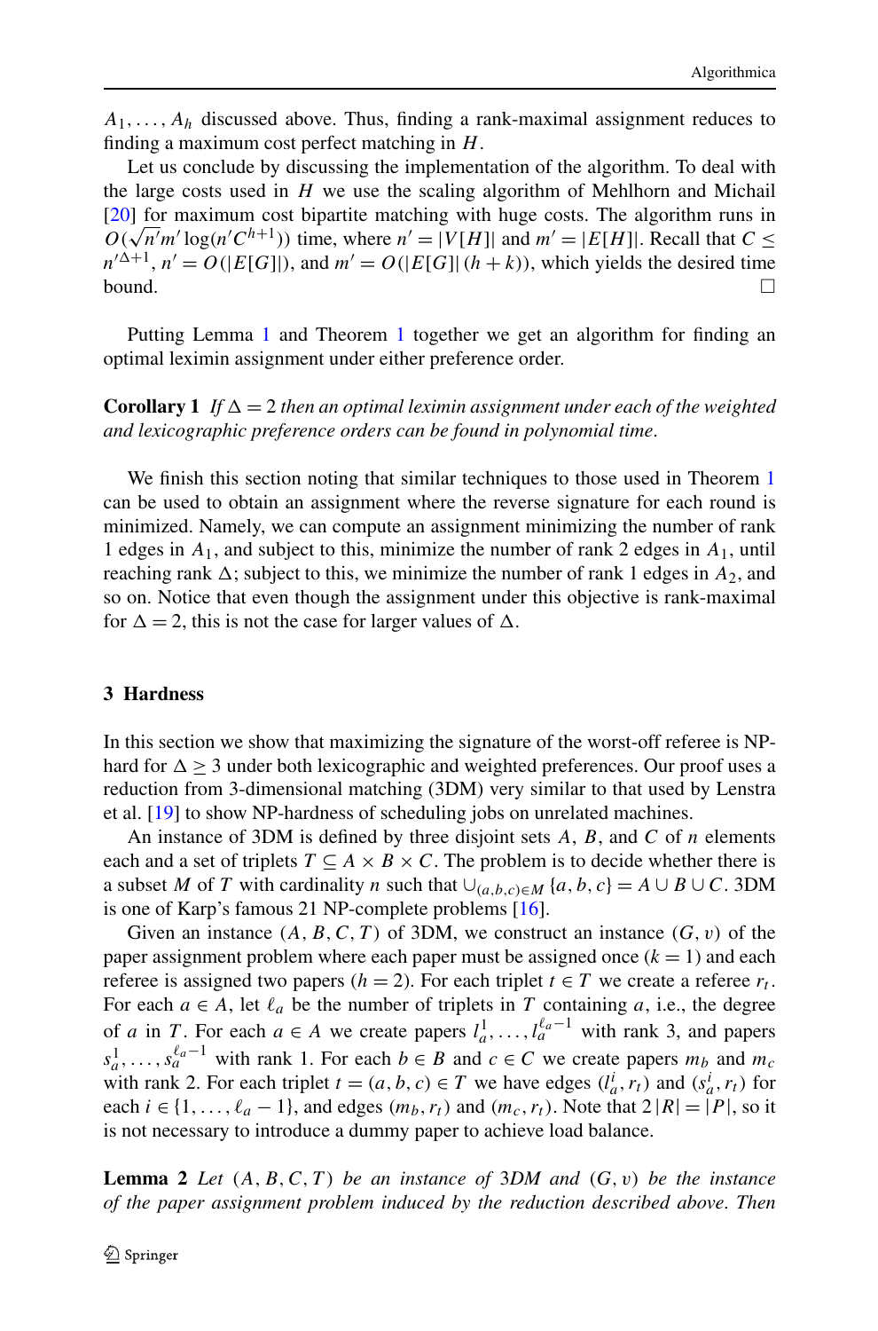$A_1, \ldots, A_h$ discussed above. Thus, finding a rank-maximal assignment reduces to finding a maximum cost perfect matching in $H$.

Let us conclude by discussing the implementation of the algorithm. To deal with the large costs used in $H$ we use the scaling algorithm of Mehlhorn and Michail [20] for maximum cost bipartite matching with huge costs. The algorithm runs in $O(\sqrt{n'}m' \log(n'C^{h+1}))$ time, where $n' = |V[H]|$ and $m' = |E[H]|$. Recall that $C \leq n'^{\Delta+1}$, $n' = O(|E[G]|)$, and $m' = O(|E[G]|\,(h+k))$, which yields the desired time bound. □

Putting Lemma 1 and Theorem 1 together we get an algorithm for finding an optimal leximin assignment under either preference order.

**Corollary 1** *If $\Delta = 2$ then an optimal leximin assignment under each of the weighted and lexicographic preference orders can be found in polynomial time.*

We finish this section noting that similar techniques to those used in Theorem 1 can be used to obtain an assignment where the reverse signature for each round is minimized. Namely, we can compute an assignment minimizing the number of rank 1 edges in $A_1$, and subject to this, minimize the number of rank 2 edges in $A_1$, until reaching rank $\Delta$; subject to this, we minimize the number of rank 1 edges in $A_2$, and so on. Notice that even though the assignment under this objective is rank-maximal for $\Delta = 2$, this is not the case for larger values of $\Delta$.

## 3 Hardness

In this section we show that maximizing the signature of the worst-off referee is NP-hard for $\Delta \geq 3$ under both lexicographic and weighted preferences. Our proof uses a reduction from 3-dimensional matching (3DM) very similar to that used by Lenstra et al. [19] to show NP-hardness of scheduling jobs on unrelated machines.

An instance of 3DM is defined by three disjoint sets $A$, $B$, and $C$ of $n$ elements each and a set of triplets $T \subseteq A \times B \times C$. The problem is to decide whether there is a subset $M$ of $T$ with cardinality $n$ such that $\cup_{(a,b,c)\in M} \{a, b, c\} = A \cup B \cup C$. 3DM is one of Karp's famous 21 NP-complete problems [16].

Given an instance $(A, B, C, T)$ of 3DM, we construct an instance $(G, v)$ of the paper assignment problem where each paper must be assigned once ($k = 1$) and each referee is assigned two papers ($h = 2$). For each triplet $t \in T$ we create a referee $r_t$. For each $a \in A$, let $\ell_a$ be the number of triplets in $T$ containing $a$, i.e., the degree of $a$ in $T$. For each $a \in A$ we create papers $l_a^1, \ldots, l_a^{\ell_a - 1}$ with rank 3, and papers $s_a^1, \ldots, s_a^{\ell_a - 1}$ with rank 1. For each $b \in B$ and $c \in C$ we create papers $m_b$ and $m_c$ with rank 2. For each triplet $t = (a, b, c) \in T$ we have edges $(l_a^i, r_t)$ and $(s_a^i, r_t)$ for each $i \in \{1, \ldots, \ell_a - 1\}$, and edges $(m_b, r_t)$ and $(m_c, r_t)$. Note that $2\,|R| = |P|$, so it is not necessary to introduce a dummy paper to achieve load balance.

**Lemma 2** *Let $(A, B, C, T)$ be an instance of 3DM and $(G, v)$ be the instance of the paper assignment problem induced by the reduction described above. Then*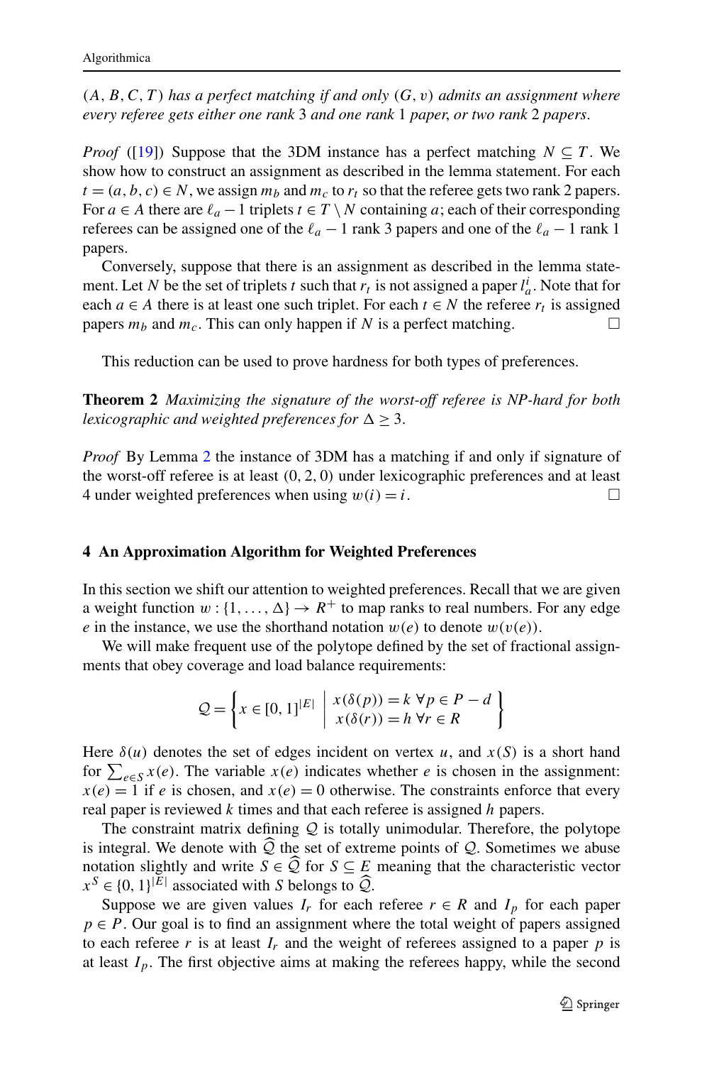$(A, B, C, T)$ *has a perfect matching if and only if* $(G, v)$ *admits an assignment where every referee gets either one rank* 3 *and one rank* 1 *paper, or two rank* 2 *papers*.

*Proof* ([19]) Suppose that the 3DM instance has a perfect matching $N \subseteq T$. We show how to construct an assignment as described in the lemma statement. For each $t = (a, b, c) \in N$, we assign $m_b$ and $m_c$ to $r_t$ so that the referee gets two rank 2 papers. For $a \in A$ there are $\ell_a - 1$ triplets $t \in T \setminus N$ containing $a$; each of their corresponding referees can be assigned one of the $\ell_a - 1$ rank 3 papers and one of the $\ell_a - 1$ rank 1 papers.

Conversely, suppose that there is an assignment as described in the lemma statement. Let $N$ be the set of triplets $t$ such that $r_t$ is not assigned a paper $l_a^i$. Note that for each $a \in A$ there is at least one such triplet. For each $t \in N$ the referee $r_t$ is assigned papers $m_b$ and $m_c$. This can only happen if $N$ is a perfect matching. □

This reduction can be used to prove hardness for both types of preferences.

**Theorem 2** *Maximizing the signature of the worst-off referee is NP-hard for both lexicographic and weighted preferences for* $\Delta \geq 3$.

*Proof* By Lemma 2 the instance of 3DM has a matching if and only if signature of the worst-off referee is at least $(0, 2, 0)$ under lexicographic preferences and at least 4 under weighted preferences when using $w(i) = i$. □

## 4 An Approximation Algorithm for Weighted Preferences

In this section we shift our attention to weighted preferences. Recall that we are given a weight function $w : \{1, \ldots, \Delta\} \to R^+$ to map ranks to real numbers. For any edge $e$ in the instance, we use the shorthand notation $w(e)$ to denote $w(v(e))$.

We will make frequent use of the polytope defined by the set of fractional assignments that obey coverage and load balance requirements:

$$\mathcal{Q} = \left\{ x \in [0, 1]^{|E|} \;\middle|\; \begin{array}{l} x(\delta(p)) = k \;\forall p \in P - d \\ x(\delta(r)) = h \;\forall r \in R \end{array} \right\}$$

Here $\delta(u)$ denotes the set of edges incident on vertex $u$, and $x(S)$ is a short hand for $\sum_{e \in S} x(e)$. The variable $x(e)$ indicates whether $e$ is chosen in the assignment: $x(e) = 1$ if $e$ is chosen, and $x(e) = 0$ otherwise. The constraints enforce that every real paper is reviewed $k$ times and that each referee is assigned $h$ papers.

The constraint matrix defining $\mathcal{Q}$ is totally unimodular. Therefore, the polytope is integral. We denote with $\widehat{\mathcal{Q}}$ the set of extreme points of $\mathcal{Q}$. Sometimes we abuse notation slightly and write $S \in \widehat{\mathcal{Q}}$ for $S \subseteq E$ meaning that the characteristic vector $x^S \in \{0, 1\}^{|E|}$ associated with $S$ belongs to $\widehat{\mathcal{Q}}$.

Suppose we are given values $I_r$ for each referee $r \in R$ and $I_p$ for each paper $p \in P$. Our goal is to find an assignment where the total weight of papers assigned to each referee $r$ is at least $I_r$ and the weight of referees assigned to a paper $p$ is at least $I_p$. The first objective aims at making the referees happy, while the second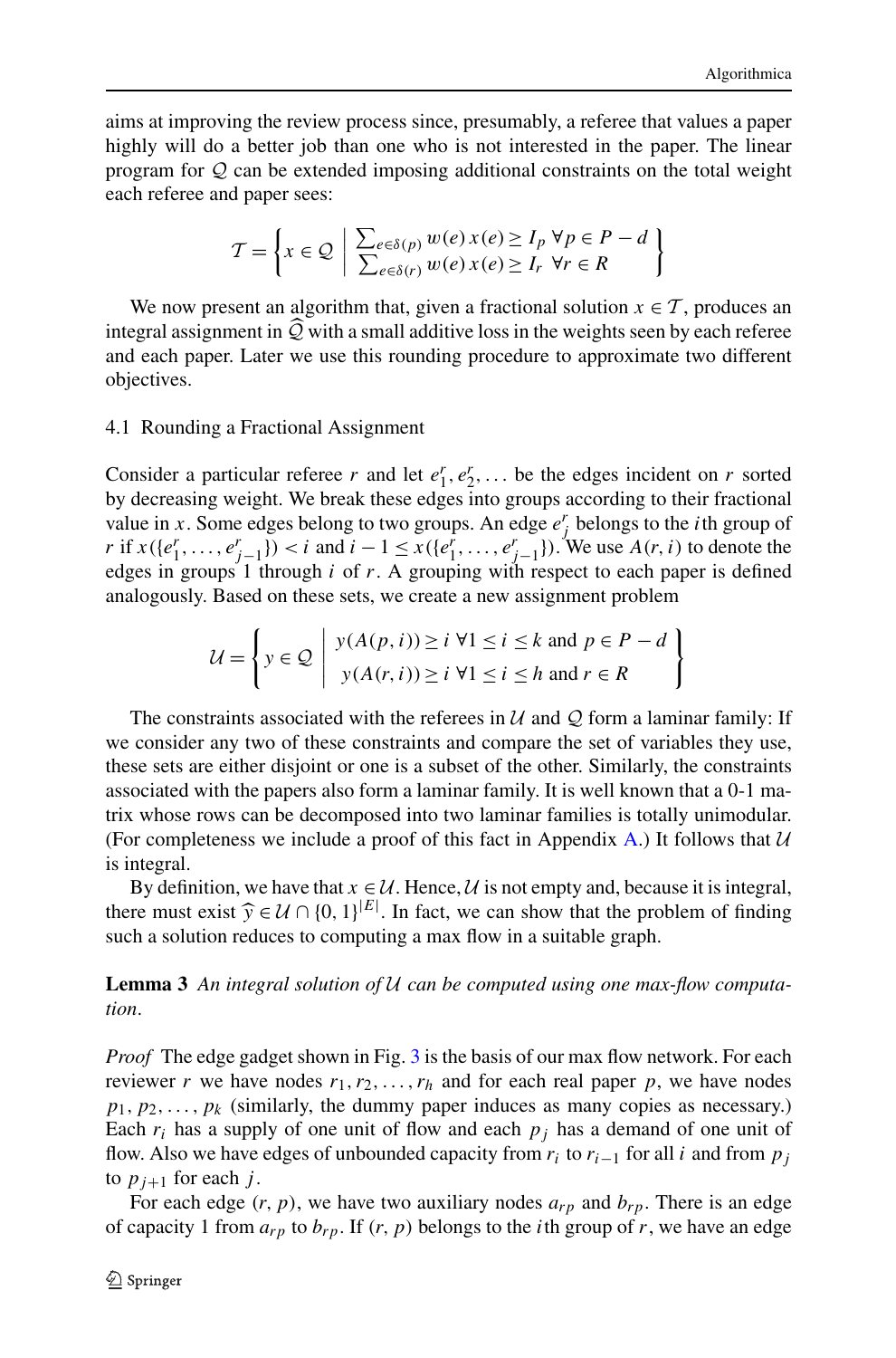aims at improving the review process since, presumably, a referee that values a paper highly will do a better job than one who is not interested in the paper. The linear program for $\mathcal{Q}$ can be extended imposing additional constraints on the total weight each referee and paper sees:

$$\mathcal{T} = \left\{ x \in \mathcal{Q} \;\middle|\; \begin{array}{l} \sum_{e \in \delta(p)} w(e)\, x(e) \geq I_p \;\forall p \in P - d \\ \sum_{e \in \delta(r)} w(e)\, x(e) \geq I_r \;\; \forall r \in R \end{array} \right\}$$

We now present an algorithm that, given a fractional solution $x \in \mathcal{T}$, produces an integral assignment in $\widehat{\mathcal{Q}}$ with a small additive loss in the weights seen by each referee and each paper. Later we use this rounding procedure to approximate two different objectives.

### 4.1 Rounding a Fractional Assignment

Consider a particular referee $r$ and let $e_1^r, e_2^r, \ldots$ be the edges incident on $r$ sorted by decreasing weight. We break these edges into groups according to their fractional value in $x$. Some edges belong to two groups. An edge $e_j^r$ belongs to the $i$th group of $r$ if $x(\{e_1^r, \ldots, e_{j-1}^r\}) < i$ and $i - 1 \leq x(\{e_1^r, \ldots, e_{j-1}^r\})$. We use $A(r, i)$ to denote the edges in groups 1 through $i$ of $r$. A grouping with respect to each paper is defined analogously. Based on these sets, we create a new assignment problem

$$\mathcal{U} = \left\{ y \in \mathcal{Q} \;\middle|\; \begin{array}{l} y(A(p, i)) \geq i \;\forall 1 \leq i \leq k \text{ and } p \in P - d \\ y(A(r, i)) \geq i \;\forall 1 \leq i \leq h \text{ and } r \in R \end{array} \right\}$$

The constraints associated with the referees in $\mathcal{U}$ and $\mathcal{Q}$ form a laminar family: If we consider any two of these constraints and compare the set of variables they use, these sets are either disjoint or one is a subset of the other. Similarly, the constraints associated with the papers also form a laminar family. It is well known that a 0-1 matrix whose rows can be decomposed into two laminar families is totally unimodular. (For completeness we include a proof of this fact in Appendix A.) It follows that $\mathcal{U}$ is integral.

By definition, we have that $x \in \mathcal{U}$. Hence, $\mathcal{U}$ is not empty and, because it is integral, there must exist $\widehat{y} \in \mathcal{U} \cap \{0, 1\}^{|E|}$. In fact, we can show that the problem of finding such a solution reduces to computing a max flow in a suitable graph.

**Lemma 3** *An integral solution of $\mathcal{U}$ can be computed using one max-flow computation.*

*Proof* The edge gadget shown in Fig. 3 is the basis of our max flow network. For each reviewer $r$ we have nodes $r_1, r_2, \ldots, r_h$ and for each real paper $p$, we have nodes $p_1, p_2, \ldots, p_k$ (similarly, the dummy paper induces as many copies as necessary.) Each $r_i$ has a supply of one unit of flow and each $p_j$ has a demand of one unit of flow. Also we have edges of unbounded capacity from $r_i$ to $r_{i-1}$ for all $i$ and from $p_j$ to $p_{j+1}$ for each $j$.

For each edge $(r, p)$, we have two auxiliary nodes $a_{rp}$ and $b_{rp}$. There is an edge of capacity 1 from $a_{rp}$ to $b_{rp}$. If $(r, p)$ belongs to the $i$th group of $r$, we have an edge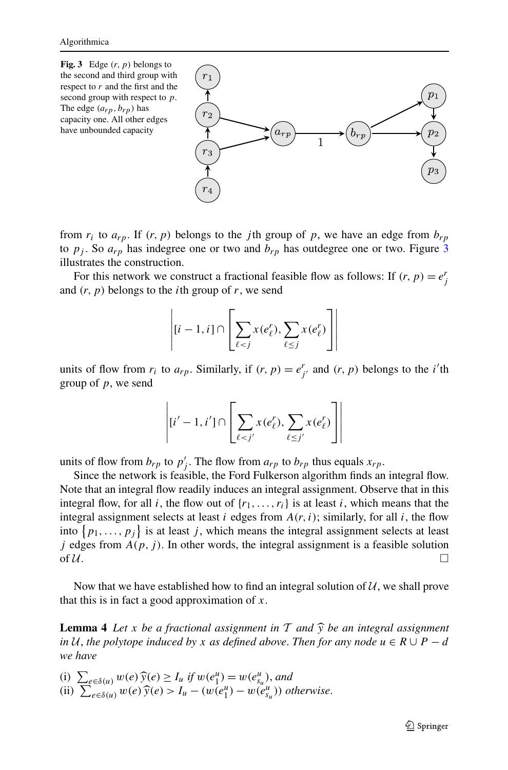**Fig. 3** Edge $(r, p)$ belongs to the second and third group with respect to $r$ and the first and the second group with respect to $p$. The edge $(a_{rp}, b_{rp})$ has capacity one. All other edges have unbounded capacity

from $r_i$ to $a_{rp}$. If $(r, p)$ belongs to the $j$th group of $p$, we have an edge from $b_{rp}$ to $p_j$. So $a_{rp}$ has indegree one or two and $b_{rp}$ has outdegree one or two. Figure 3 illustrates the construction.

For this network we construct a fractional feasible flow as follows: If $(r, p) = e^r_j$ and $(r, p)$ belongs to the $i$th group of $r$, we send

$$\left| [i-1, i] \cap \left[ \sum_{\ell < j} x(e^r_\ell), \sum_{\ell \leq j} x(e^r_\ell) \right] \right|$$

units of flow from $r_i$ to $a_{rp}$. Similarly, if $(r, p) = e^r_{j'}$ and $(r, p)$ belongs to the $i'$th group of $p$, we send

$$\left| [i'-1, i'] \cap \left[ \sum_{\ell < j'} x(e^r_\ell), \sum_{\ell \leq j'} x(e^r_\ell) \right] \right|$$

units of flow from $b_{rp}$ to $p'_j$. The flow from $a_{rp}$ to $b_{rp}$ thus equals $x_{rp}$.

Since the network is feasible, the Ford Fulkerson algorithm finds an integral flow. Note that an integral flow readily induces an integral assignment. Observe that in this integral flow, for all $i$, the flow out of $\{r_1, \ldots, r_i\}$ is at least $i$, which means that the integral assignment selects at least $i$ edges from $A(r, i)$; similarly, for all $i$, the flow into $\{p_1, \ldots, p_j\}$ is at least $j$, which means the integral assignment selects at least $j$ edges from $A(p, j)$. In other words, the integral assignment is a feasible solution of $\mathcal{U}$. □

Now that we have established how to find an integral solution of $\mathcal{U}$, we shall prove that this is in fact a good approximation of $x$.

**Lemma 4** *Let $x$ be a fractional assignment in $\mathcal{T}$ and $\widehat{y}$ be an integral assignment in $\mathcal{U}$, the polytope induced by $x$ as defined above. Then for any node $u \in R \cup P - d$ we have*

(i) $\sum_{e \in \delta(u)} w(e) \widehat{y}(e) \geq I_u$ *if* $w(e^u_1) = w(e^u_{s_u})$, *and*
(ii) $\sum_{e \in \delta(u)} w(e) \widehat{y}(e) > I_u - (w(e^u_1) - w(e^u_{s_u}))$ *otherwise.*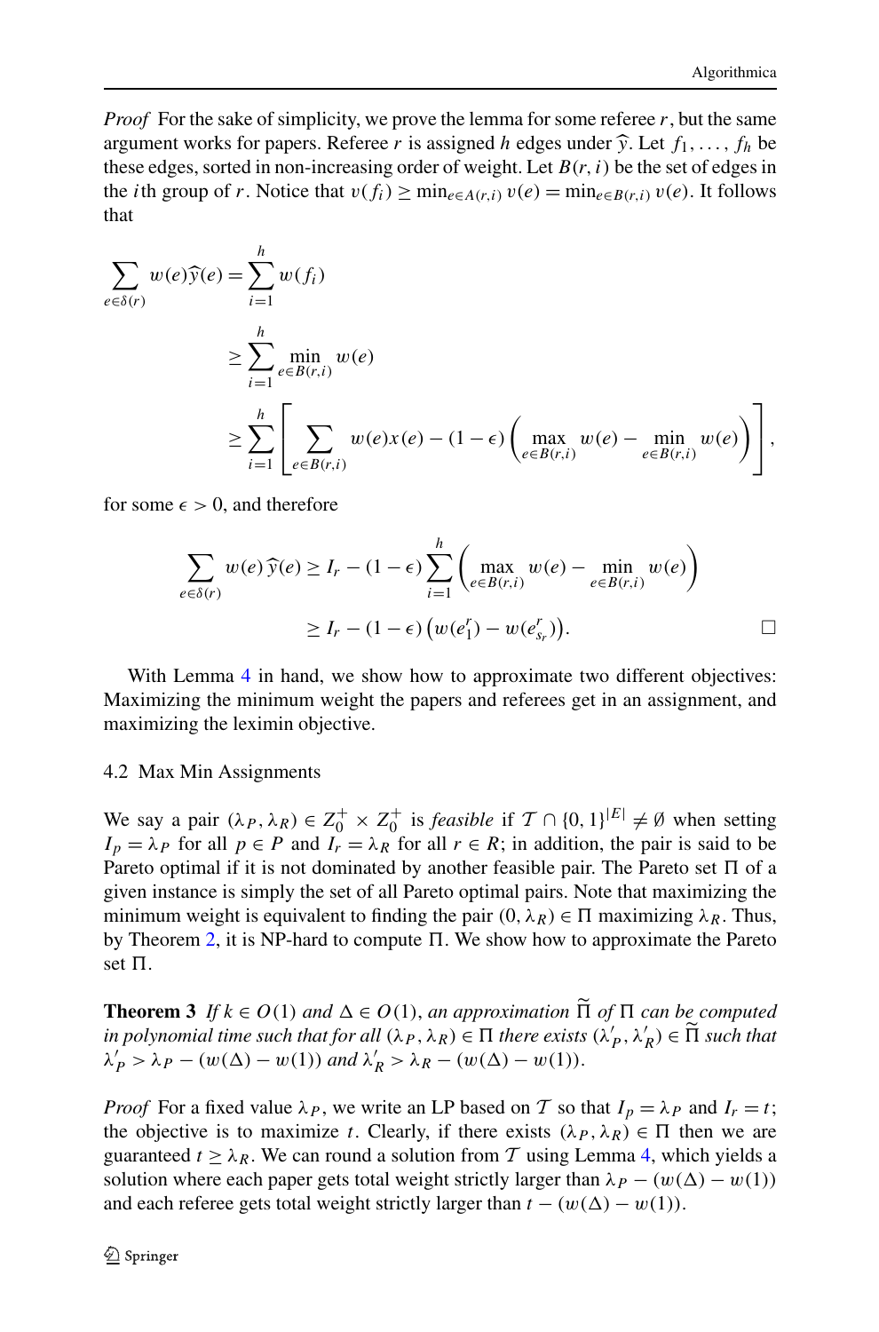*Proof* For the sake of simplicity, we prove the lemma for some referee $r$, but the same argument works for papers. Referee $r$ is assigned $h$ edges under $\widehat{y}$. Let $f_1, \ldots, f_h$ be these edges, sorted in non-increasing order of weight. Let $B(r,i)$ be the set of edges in the $i$th group of $r$. Notice that $v(f_i) \geq \min_{e \in A(r,i)} v(e) = \min_{e \in B(r,i)} v(e)$. It follows that

$$
\begin{aligned}
\sum_{e \in \delta(r)} w(e)\widehat{y}(e) &= \sum_{i=1}^{h} w(f_i) \\
&\geq \sum_{i=1}^{h} \min_{e \in B(r,i)} w(e) \\
&\geq \sum_{i=1}^{h} \left[ \sum_{e \in B(r,i)} w(e)x(e) - (1-\epsilon)\left( \max_{e \in B(r,i)} w(e) - \min_{e \in B(r,i)} w(e) \right) \right],
\end{aligned}
$$

for some $\epsilon > 0$, and therefore

$$
\begin{aligned}
\sum_{e \in \delta(r)} w(e)\,\widehat{y}(e) &\geq I_r - (1-\epsilon) \sum_{i=1}^{h} \left( \max_{e \in B(r,i)} w(e) - \min_{e \in B(r,i)} w(e) \right) \\
&\geq I_r - (1-\epsilon)\left( w(e_1^r) - w(e_{s_r}^r) \right).
\end{aligned}
$$

□

With Lemma 4 in hand, we show how to approximate two different objectives: Maximizing the minimum weight the papers and referees get in an assignment, and maximizing the leximin objective.

### 4.2 Max Min Assignments

We say a pair $(\lambda_P, \lambda_R) \in Z_0^+ \times Z_0^+$ is *feasible* if $\mathcal{T} \cap \{0,1\}^{|E|} \neq \emptyset$ when setting $I_p = \lambda_P$ for all $p \in P$ and $I_r = \lambda_R$ for all $r \in R$; in addition, the pair is said to be Pareto optimal if it is not dominated by another feasible pair. The Pareto set $\Pi$ of a given instance is simply the set of all Pareto optimal pairs. Note that maximizing the minimum weight is equivalent to finding the pair $(0, \lambda_R) \in \Pi$ maximizing $\lambda_R$. Thus, by Theorem 2, it is NP-hard to compute $\Pi$. We show how to approximate the Pareto set $\Pi$.

**Theorem 3** *If $k \in O(1)$ and $\Delta \in O(1)$, an approximation $\widetilde{\Pi}$ of $\Pi$ can be computed in polynomial time such that for all $(\lambda_P, \lambda_R) \in \Pi$ there exists $(\lambda'_P, \lambda'_R) \in \widetilde{\Pi}$ such that $\lambda'_P > \lambda_P - (w(\Delta) - w(1))$ and $\lambda'_R > \lambda_R - (w(\Delta) - w(1))$.*

*Proof* For a fixed value $\lambda_P$, we write an LP based on $\mathcal{T}$ so that $I_p = \lambda_P$ and $I_r = t$; the objective is to maximize $t$. Clearly, if there exists $(\lambda_P, \lambda_R) \in \Pi$ then we are guaranteed $t \geq \lambda_R$. We can round a solution from $\mathcal{T}$ using Lemma 4, which yields a solution where each paper gets total weight strictly larger than $\lambda_P - (w(\Delta) - w(1))$ and each referee gets total weight strictly larger than $t - (w(\Delta) - w(1))$.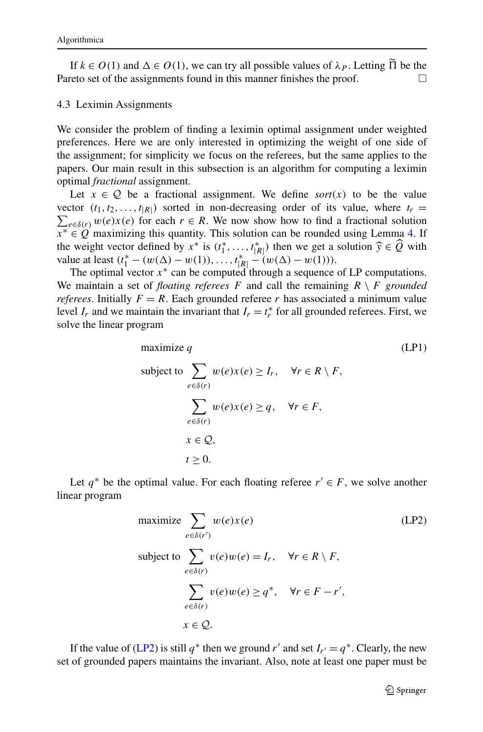If $k \in O(1)$ and $\Delta \in O(1)$, we can try all possible values of $\lambda_P$. Letting $\widetilde{\Pi}$ be the Pareto set of the assignments found in this manner finishes the proof. □

### 4.3 Leximin Assignments

We consider the problem of finding a leximin optimal assignment under weighted preferences. Here we are only interested in optimizing the weight of one side of the assignment; for simplicity we focus on the referees, but the same applies to the papers. Our main result in this subsection is an algorithm for computing a leximin optimal *fractional* assignment.

Let $x \in \mathcal{Q}$ be a fractional assignment. We define *sort*$(x)$ to be the value vector $(t_1, t_2, \ldots, t_{|R|})$ sorted in non-decreasing order of its value, where $t_r = \sum_{e \in \delta(r)} w(e)x(e)$ for each $r \in R$. We now show how to find a fractional solution $x^* \in Q$ maximizing this quantity. This solution can be rounded using Lemma 4. If the weight vector defined by $x^*$ is $(t_1^*, \ldots, t_{|R|}^*)$ then we get a solution $\widehat{y} \in \widehat{Q}$ with value at least $(t_1^* - (w(\Delta) - w(1)), \ldots, t_{|R|}^* - (w(\Delta) - w(1)))$.

The optimal vector $x^*$ can be computed through a sequence of LP computations. We maintain a set of *floating referees* $F$ and call the remaining $R \setminus F$ *grounded referees*. Initially $F = R$. Each grounded referee $r$ has associated a minimum value level $I_r$ and we maintain the invariant that $I_r = t_r^*$ for all grounded referees. First, we solve the linear program

$$
\begin{aligned}
&\text{maximize } q && \text{(LP1)}\\
&\text{subject to } \sum_{e \in \delta(r)} w(e)x(e) \geq I_r, \quad \forall r \in R \setminus F,\\
&\qquad \sum_{e \in \delta(r)} w(e)x(e) \geq q, \quad \forall r \in F,\\
&\qquad x \in \mathcal{Q},\\
&\qquad t \geq 0.
\end{aligned}
$$

Let $q^*$ be the optimal value. For each floating referee $r' \in F$, we solve another linear program

$$
\begin{aligned}
&\text{maximize } \sum_{e \in \delta(r')} w(e)x(e) && \text{(LP2)}\\
&\text{subject to } \sum_{e \in \delta(r)} v(e)w(e) = I_r, \quad \forall r \in R \setminus F,\\
&\qquad \sum_{e \in \delta(r)} v(e)w(e) \geq q^*, \quad \forall r \in F - r',\\
&\qquad x \in \mathcal{Q}.
\end{aligned}
$$

If the value of (LP2) is still $q^*$ then we ground $r'$ and set $I_{r'} = q^*$. Clearly, the new set of grounded papers maintains the invariant. Also, note at least one paper must be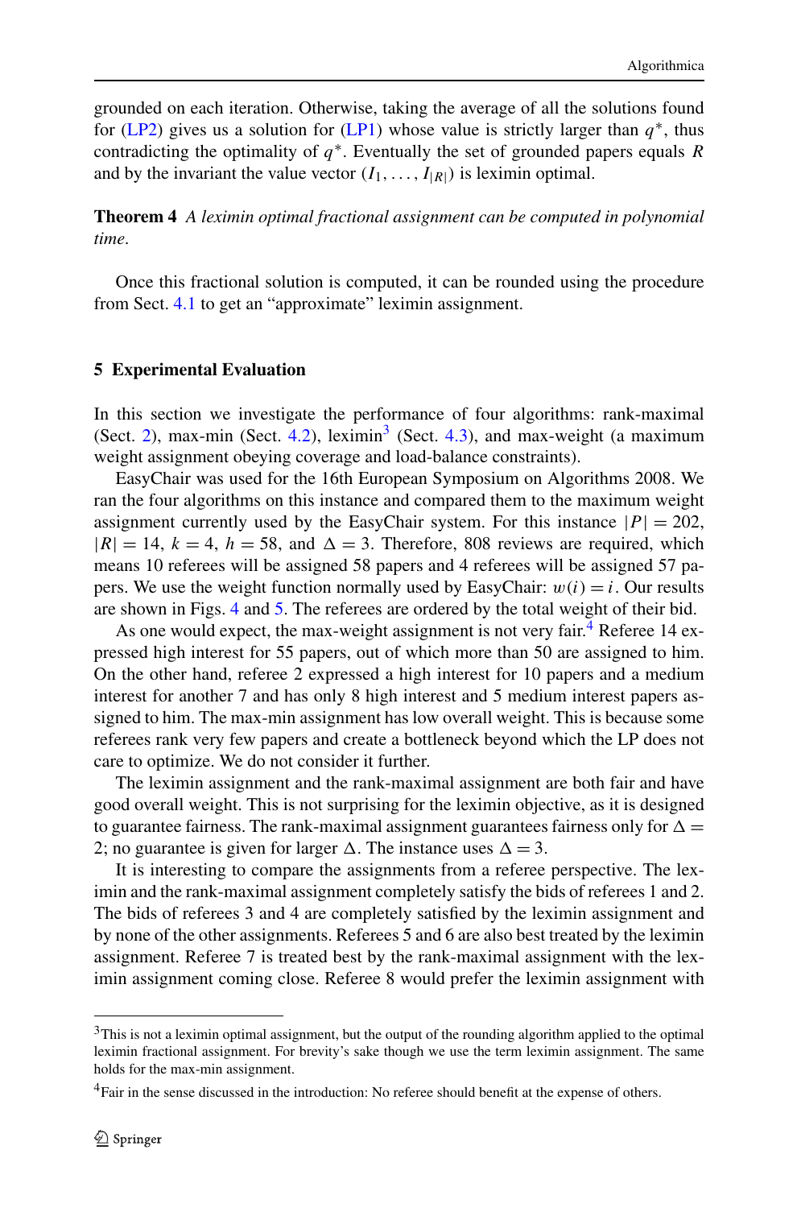grounded on each iteration. Otherwise, taking the average of all the solutions found for (LP2) gives us a solution for (LP1) whose value is strictly larger than $q^*$, thus contradicting the optimality of $q^*$. Eventually the set of grounded papers equals $R$ and by the invariant the value vector $(I_1, \ldots, I_{|R|})$ is leximin optimal.

**Theorem 4** *A leximin optimal fractional assignment can be computed in polynomial time.*

Once this fractional solution is computed, it can be rounded using the procedure from Sect. 4.1 to get an "approximate" leximin assignment.

## 5 Experimental Evaluation

In this section we investigate the performance of four algorithms: rank-maximal (Sect. 2), max-min (Sect. 4.2), leximin[3] (Sect. 4.3), and max-weight (a maximum weight assignment obeying coverage and load-balance constraints).

EasyChair was used for the 16th European Symposium on Algorithms 2008. We ran the four algorithms on this instance and compared them to the maximum weight assignment currently used by the EasyChair system. For this instance $|P| = 202$, $|R| = 14$, $k = 4$, $h = 58$, and $\Delta = 3$. Therefore, 808 reviews are required, which means 10 referees will be assigned 58 papers and 4 referees will be assigned 57 papers. We use the weight function normally used by EasyChair: $w(i) = i$. Our results are shown in Figs. 4 and 5. The referees are ordered by the total weight of their bid.

As one would expect, the max-weight assignment is not very fair.[4] Referee 14 expressed high interest for 55 papers, out of which more than 50 are assigned to him. On the other hand, referee 2 expressed a high interest for 10 papers and a medium interest for another 7 and has only 8 high interest and 5 medium interest papers assigned to him. The max-min assignment has low overall weight. This is because some referees rank very few papers and create a bottleneck beyond which the LP does not care to optimize. We do not consider it further.

The leximin assignment and the rank-maximal assignment are both fair and have good overall weight. This is not surprising for the leximin objective, as it is designed to guarantee fairness. The rank-maximal assignment guarantees fairness only for $\Delta = 2$; no guarantee is given for larger $\Delta$. The instance uses $\Delta = 3$.

It is interesting to compare the assignments from a referee perspective. The leximin and the rank-maximal assignment completely satisfy the bids of referees 1 and 2. The bids of referees 3 and 4 are completely satisfied by the leximin assignment and by none of the other assignments. Referees 5 and 6 are also best treated by the leximin assignment. Referee 7 is treated best by the rank-maximal assignment with the leximin assignment coming close. Referee 8 would prefer the leximin assignment with

[3] This is not a leximin optimal assignment, but the output of the rounding algorithm applied to the optimal leximin fractional assignment. For brevity's sake though we use the term leximin assignment. The same holds for the max-min assignment.

[4] Fair in the sense discussed in the introduction: No referee should benefit at the expense of others.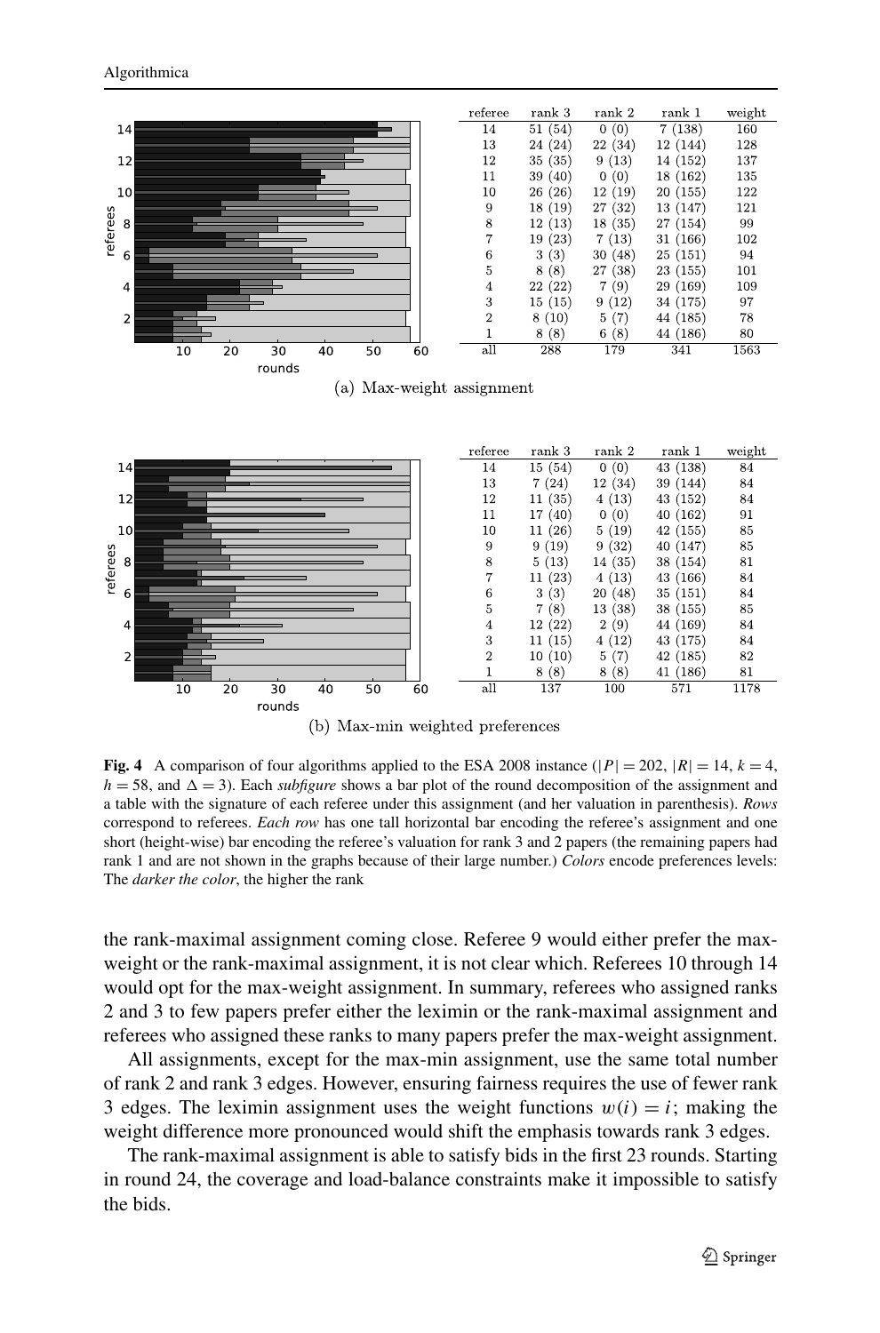| referee | rank 3 | rank 2 | rank 1 | weight |
|---|---|---|---|---|
| 14 | 51 (54) | 0 (0) | 7 (138) | 160 |
| 13 | 24 (24) | 22 (34) | 12 (144) | 128 |
| 12 | 35 (35) | 9 (13) | 14 (152) | 137 |
| 11 | 39 (40) | 0 (0) | 18 (162) | 135 |
| 10 | 26 (26) | 12 (19) | 20 (155) | 122 |
| 9 | 18 (19) | 27 (32) | 13 (147) | 121 |
| 8 | 12 (13) | 18 (35) | 27 (154) | 99 |
| 7 | 19 (23) | 7 (13) | 31 (166) | 102 |
| 6 | 3 (3) | 30 (48) | 25 (151) | 94 |
| 5 | 8 (8) | 27 (38) | 23 (155) | 101 |
| 4 | 22 (22) | 7 (9) | 29 (169) | 109 |
| 3 | 15 (15) | 9 (12) | 34 (175) | 97 |
| 2 | 8 (10) | 5 (7) | 44 (185) | 78 |
| 1 | 8 (8) | 6 (8) | 44 (186) | 80 |
| all | 288 | 179 | 341 | 1563 |

(a) Max-weight assignment

| referee | rank 3 | rank 2 | rank 1 | weight |
|---|---|---|---|---|
| 14 | 15 (54) | 0 (0) | 43 (138) | 84 |
| 13 | 7 (24) | 12 (34) | 39 (144) | 84 |
| 12 | 11 (35) | 4 (13) | 43 (152) | 84 |
| 11 | 17 (40) | 0 (0) | 40 (162) | 91 |
| 10 | 11 (26) | 5 (19) | 42 (155) | 85 |
| 9 | 9 (19) | 9 (32) | 40 (147) | 85 |
| 8 | 5 (13) | 14 (35) | 38 (154) | 81 |
| 7 | 11 (23) | 4 (13) | 43 (166) | 84 |
| 6 | 3 (3) | 20 (48) | 35 (151) | 84 |
| 5 | 7 (8) | 13 (38) | 38 (155) | 85 |
| 4 | 12 (22) | 2 (9) | 44 (169) | 84 |
| 3 | 11 (15) | 4 (12) | 43 (175) | 84 |
| 2 | 10 (10) | 5 (7) | 42 (185) | 82 |
| 1 | 8 (8) | 8 (8) | 41 (186) | 81 |
| all | 137 | 100 | 571 | 1178 |

(b) Max-min weighted preferences

**Fig. 4** A comparison of four algorithms applied to the ESA 2008 instance ($|P| = 202$, $|R| = 14$, $k = 4$, $h = 58$, and $\Delta = 3$). Each *subfigure* shows a bar plot of the round decomposition of the assignment and a table with the signature of each referee under this assignment (and her valuation in parenthesis). *Rows* correspond to referees. *Each row* has one tall horizontal bar encoding the referee's assignment and one short (height-wise) bar encoding the referee's valuation for rank 3 and 2 papers (the remaining papers had rank 1 and are not shown in the graphs because of their large number.) *Colors* encode preferences levels: The *darker the color*, the higher the rank

the rank-maximal assignment coming close. Referee 9 would either prefer the max-weight or the rank-maximal assignment, it is not clear which. Referees 10 through 14 would opt for the max-weight assignment. In summary, referees who assigned ranks 2 and 3 to few papers prefer either the leximin or the rank-maximal assignment and referees who assigned these ranks to many papers prefer the max-weight assignment.

All assignments, except for the max-min assignment, use the same total number of rank 2 and rank 3 edges. However, ensuring fairness requires the use of fewer rank 3 edges. The leximin assignment uses the weight functions $w(i) = i$; making the weight difference more pronounced would shift the emphasis towards rank 3 edges.

The rank-maximal assignment is able to satisfy bids in the first 23 rounds. Starting in round 24, the coverage and load-balance constraints make it impossible to satisfy the bids.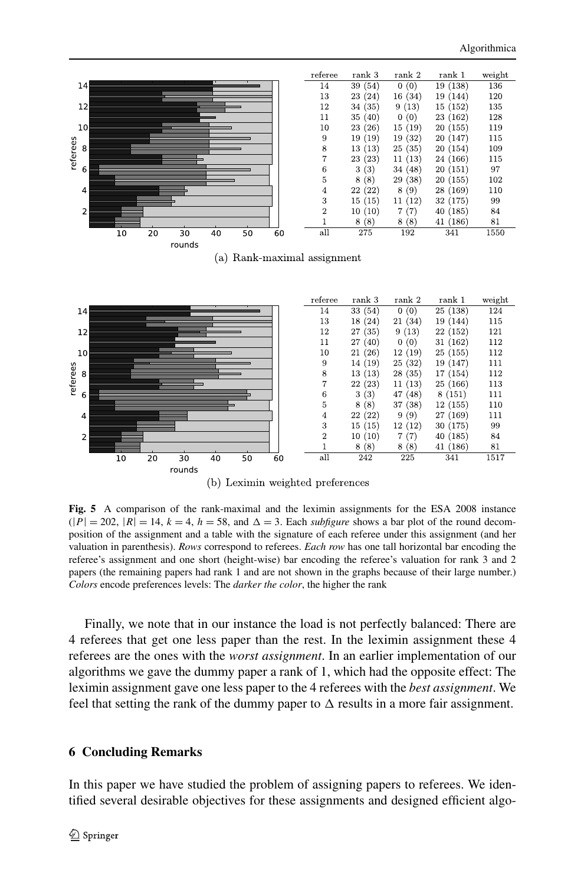| referee | rank 3 | rank 2 | rank 1 | weight |
|---|---|---|---|---|
| 14 | 39 (54) | 0 (0) | 19 (138) | 136 |
| 13 | 23 (24) | 16 (34) | 19 (144) | 120 |
| 12 | 34 (35) | 9 (13) | 15 (152) | 135 |
| 11 | 35 (40) | 0 (0) | 23 (162) | 128 |
| 10 | 23 (26) | 15 (19) | 20 (155) | 119 |
| 9 | 19 (19) | 19 (32) | 20 (147) | 115 |
| 8 | 13 (13) | 25 (35) | 20 (154) | 109 |
| 7 | 23 (23) | 11 (13) | 24 (166) | 115 |
| 6 | 3 (3) | 34 (48) | 20 (151) | 97 |
| 5 | 8 (8) | 29 (38) | 20 (155) | 102 |
| 4 | 22 (22) | 8 (9) | 28 (169) | 110 |
| 3 | 15 (15) | 11 (12) | 32 (175) | 99 |
| 2 | 10 (10) | 7 (7) | 40 (185) | 84 |
| 1 | 8 (8) | 8 (8) | 41 (186) | 81 |
| all | 275 | 192 | 341 | 1550 |

(a) Rank-maximal assignment

| referee | rank 3 | rank 2 | rank 1 | weight |
|---|---|---|---|---|
| 14 | 33 (54) | 0 (0) | 25 (138) | 124 |
| 13 | 18 (24) | 21 (34) | 19 (144) | 115 |
| 12 | 27 (35) | 9 (13) | 22 (152) | 121 |
| 11 | 27 (40) | 0 (0) | 31 (162) | 112 |
| 10 | 21 (26) | 12 (19) | 25 (155) | 112 |
| 9 | 14 (19) | 25 (32) | 19 (147) | 111 |
| 8 | 13 (13) | 28 (35) | 17 (154) | 112 |
| 7 | 22 (23) | 11 (13) | 25 (166) | 113 |
| 6 | 3 (3) | 47 (48) | 8 (151) | 111 |
| 5 | 8 (8) | 37 (38) | 12 (155) | 110 |
| 4 | 22 (22) | 9 (9) | 27 (169) | 111 |
| 3 | 15 (15) | 12 (12) | 30 (175) | 99 |
| 2 | 10 (10) | 7 (7) | 40 (185) | 84 |
| 1 | 8 (8) | 8 (8) | 41 (186) | 81 |
| all | 242 | 225 | 341 | 1517 |

(b) Leximin weighted preferences

**Fig. 5** A comparison of the rank-maximal and the leximin assignments for the ESA 2008 instance ($|P| = 202$, $|R| = 14$, $k = 4$, $h = 58$, and $\Delta = 3$. Each *subfigure* shows a bar plot of the round decomposition of the assignment and a table with the signature of each referee under this assignment (and her valuation in parenthesis). *Rows* correspond to referees. *Each row* has one tall horizontal bar encoding the referee's assignment and one short (height-wise) bar encoding the referee's valuation for rank 3 and 2 papers (the remaining papers had rank 1 and are not shown in the graphs because of their large number.) *Colors* encode preferences levels: The *darker the color*, the higher the rank

Finally, we note that in our instance the load is not perfectly balanced: There are 4 referees that get one less paper than the rest. In the leximin assignment these 4 referees are the ones with the *worst assignment*. In an earlier implementation of our algorithms we gave the dummy paper a rank of 1, which had the opposite effect: The leximin assignment gave one less paper to the 4 referees with the *best assignment*. We feel that setting the rank of the dummy paper to $\Delta$ results in a more fair assignment.

## 6 Concluding Remarks

In this paper we have studied the problem of assigning papers to referees. We identified several desirable objectives for these assignments and designed efficient algo-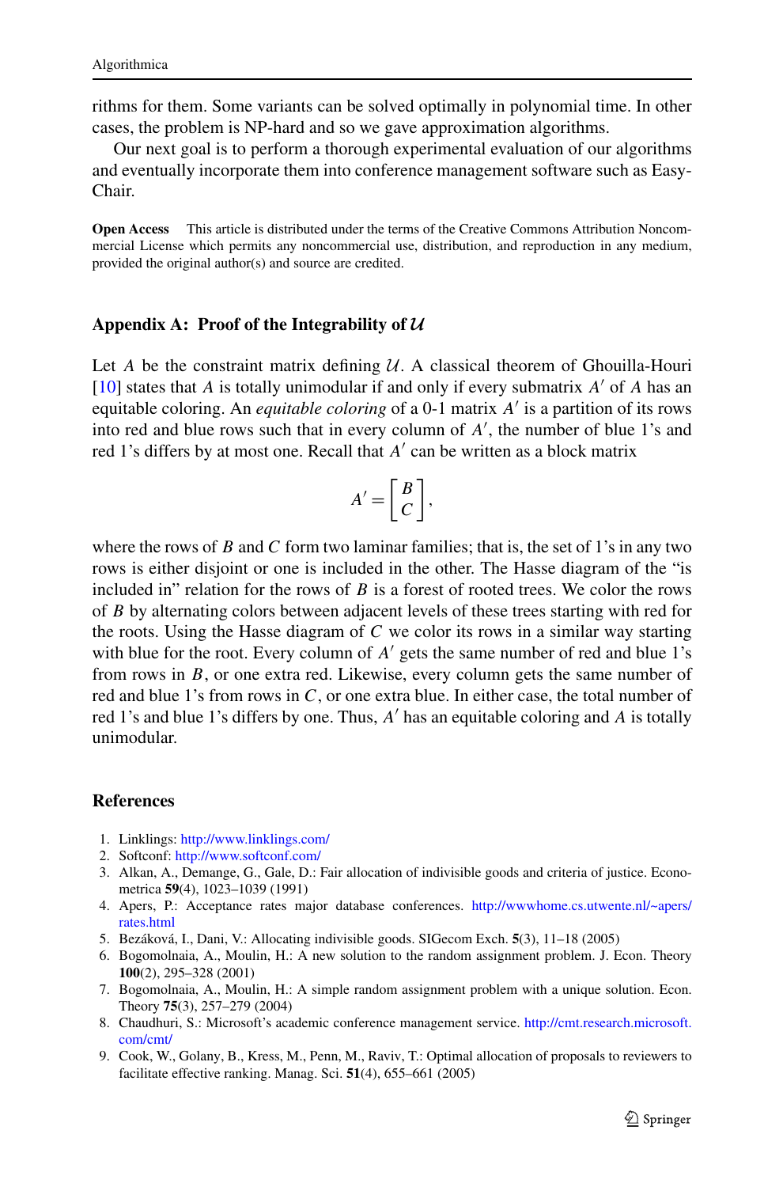rithms for them. Some variants can be solved optimally in polynomial time. In other cases, the problem is NP-hard and so we gave approximation algorithms.

Our next goal is to perform a thorough experimental evaluation of our algorithms and eventually incorporate them into conference management software such as EasyChair.

**Open Access** This article is distributed under the terms of the Creative Commons Attribution Noncommercial License which permits any noncommercial use, distribution, and reproduction in any medium, provided the original author(s) and source are credited.

## Appendix A: Proof of the Integrability of $\mathcal{U}$

Let $A$ be the constraint matrix defining $\mathcal{U}$. A classical theorem of Ghouilla-Houri [10] states that $A$ is totally unimodular if and only if every submatrix $A'$ of $A$ has an equitable coloring. An *equitable coloring* of a 0-1 matrix $A'$ is a partition of its rows into red and blue rows such that in every column of $A'$, the number of blue 1's and red 1's differs by at most one. Recall that $A'$ can be written as a block matrix

$$A' = \begin{bmatrix} B \\ C \end{bmatrix},$$

where the rows of $B$ and $C$ form two laminar families; that is, the set of 1's in any two rows is either disjoint or one is included in the other. The Hasse diagram of the "is included in" relation for the rows of $B$ is a forest of rooted trees. We color the rows of $B$ by alternating colors between adjacent levels of these trees starting with red for the roots. Using the Hasse diagram of $C$ we color its rows in a similar way starting with blue for the root. Every column of $A'$ gets the same number of red and blue 1's from rows in $B$, or one extra red. Likewise, every column gets the same number of red and blue 1's from rows in $C$, or one extra blue. In either case, the total number of red 1's and blue 1's differs by one. Thus, $A'$ has an equitable coloring and $A$ is totally unimodular.

## References

1. Linklings: http://www.linklings.com/
2. Softconf: http://www.softconf.com/
3. Alkan, A., Demange, G., Gale, D.: Fair allocation of indivisible goods and criteria of justice. Econometrica **59**(4), 1023–1039 (1991)
4. Apers, P.: Acceptance rates major database conferences. http://wwwhome.cs.utwente.nl/~apers/rates.html
5. Bezáková, I., Dani, V.: Allocating indivisible goods. SIGecom Exch. **5**(3), 11–18 (2005)
6. Bogomolnaia, A., Moulin, H.: A new solution to the random assignment problem. J. Econ. Theory **100**(2), 295–328 (2001)
7. Bogomolnaia, A., Moulin, H.: A simple random assignment problem with a unique solution. Econ. Theory **75**(3), 257–279 (2004)
8. Chaudhuri, S.: Microsoft's academic conference management service. http://cmt.research.microsoft.com/cmt/
9. Cook, W., Golany, B., Kress, M., Penn, M., Raviv, T.: Optimal allocation of proposals to reviewers to facilitate effective ranking. Manag. Sci. **51**(4), 655–661 (2005)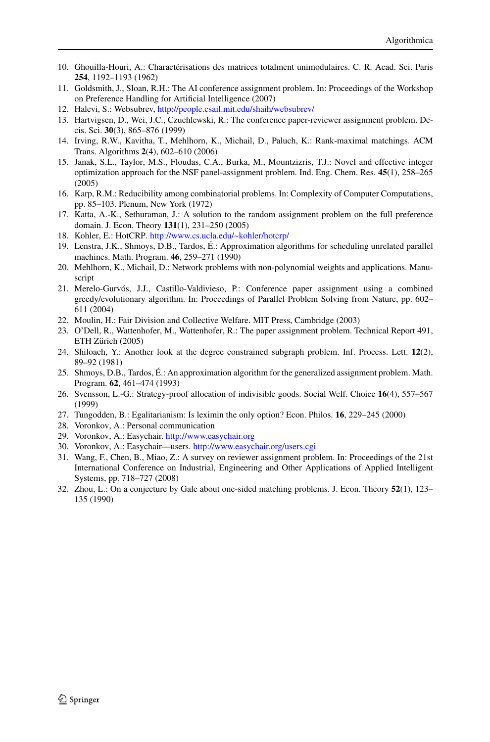10. Ghouilla-Houri, A.: Charactérisations des matrices totalment unimodulaires. C. R. Acad. Sci. Paris **254**, 1192–1193 (1962)
11. Goldsmith, J., Sloan, R.H.: The AI conference assignment problem. In: Proceedings of the Workshop on Preference Handling for Artificial Intelligence (2007)
12. Halevi, S.: Websubrev, http://people.csail.mit.edu/shaih/websubrev/
13. Hartvigsen, D., Wei, J.C., Czuchlewski, R.: The conference paper-reviewer assignment problem. Decis. Sci. **30**(3), 865–876 (1999)
14. Irving, R.W., Kavitha, T., Mehlhorn, K., Michail, D., Paluch, K.: Rank-maximal matchings. ACM Trans. Algorithms **2**(4), 602–610 (2006)
15. Janak, S.L., Taylor, M.S., Floudas, C.A., Burka, M., Mountzizris, T.J.: Novel and effective integer optimization approach for the NSF panel-assignment problem. Ind. Eng. Chem. Res. **45**(1), 258–265 (2005)
16. Karp, R.M.: Reducibility among combinatorial problems. In: Complexity of Computer Computations, pp. 85–103. Plenum, New York (1972)
17. Katta, A.-K., Sethuraman, J.: A solution to the random assignment problem on the full preference domain. J. Econ. Theory **131**(1), 231–250 (2005)
18. Kohler, E.: HotCRP. http://www.cs.ucla.edu/~kohler/hotcrp/
19. Lenstra, J.K., Shmoys, D.B., Tardos, É.: Approximation algorithms for scheduling unrelated parallel machines. Math. Program. **46**, 259–271 (1990)
20. Mehlhorn, K., Michail, D.: Network problems with non-polynomial weights and applications. Manuscript
21. Merelo-Gurvós, J.J., Castillo-Valdivieso, P.: Conference paper assignment using a combined greedy/evolutionary algorithm. In: Proceedings of Parallel Problem Solving from Nature, pp. 602–611 (2004)
22. Moulin, H.: Fair Division and Collective Welfare. MIT Press, Cambridge (2003)
23. O'Dell, R., Wattenhofer, M., Wattenhofer, R.: The paper assignment problem. Technical Report 491, ETH Zürich (2005)
24. Shiloach, Y.: Another look at the degree constrained subgraph problem. Inf. Process. Lett. **12**(2), 89–92 (1981)
25. Shmoys, D.B., Tardos, É.: An approximation algorithm for the generalized assignment problem. Math. Program. **62**, 461–474 (1993)
26. Svensson, L.-G.: Strategy-proof allocation of indivisible goods. Social Welf. Choice **16**(4), 557–567 (1999)
27. Tungodden, B.: Egalitarianism: Is leximin the only option? Econ. Philos. **16**, 229–245 (2000)
28. Voronkov, A.: Personal communication
29. Voronkov, A.: Easychair. http://www.easychair.org
30. Voronkov, A.: Easychair—users. http://www.easychair.org/users.cgi
31. Wang, F., Chen, B., Miao, Z.: A survey on reviewer assignment problem. In: Proceedings of the 21st International Conference on Industrial, Engineering and Other Applications of Applied Intelligent Systems, pp. 718–727 (2008)
32. Zhou, L.: On a conjecture by Gale about one-sided matching problems. J. Econ. Theory **52**(1), 123–135 (1990)